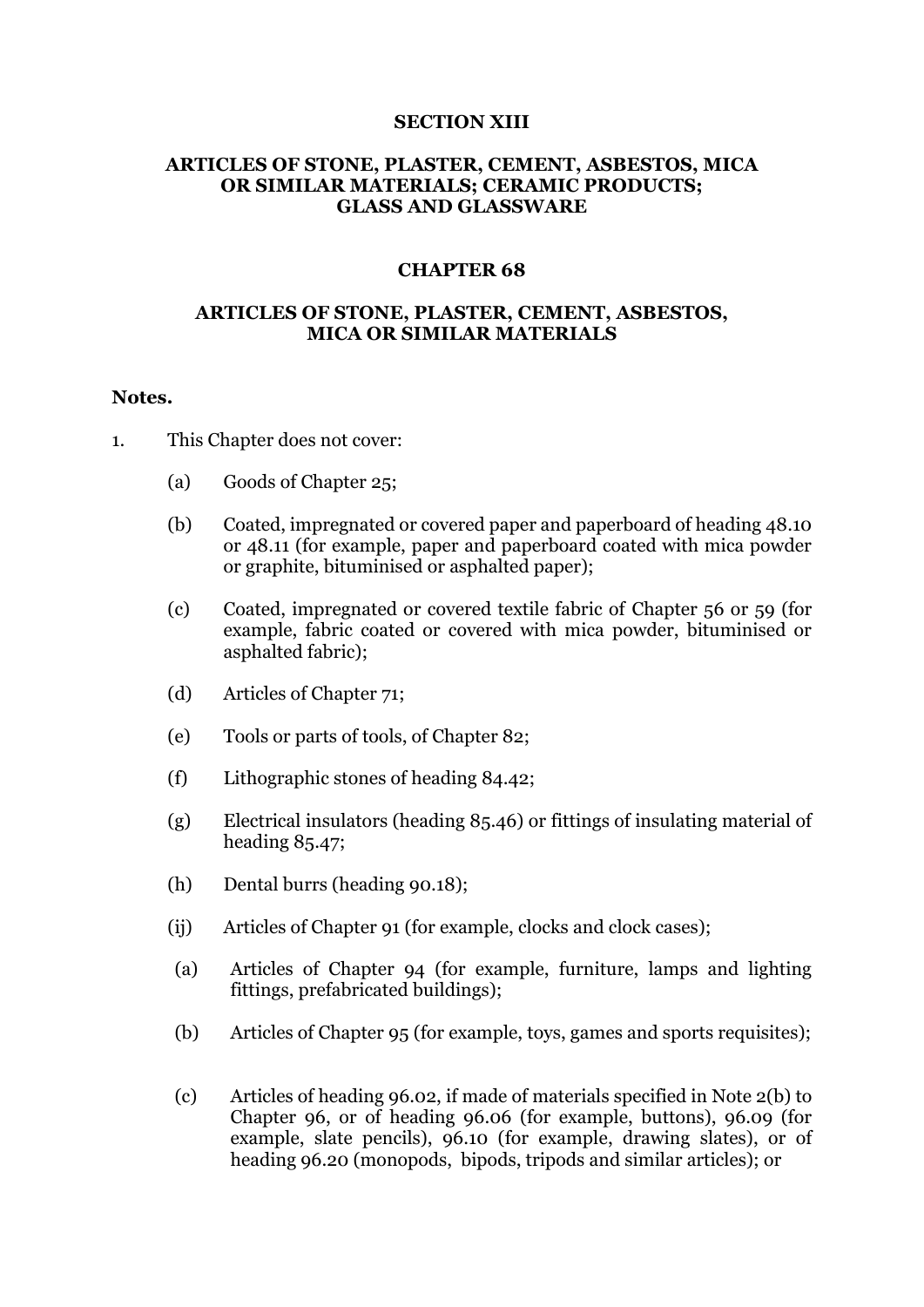**SECTION XIII**

**ARTICLES OF STONE, PLASTER, CEMENT, ASBESTOS, MICA OR SIMILAR MATERIALS; CERAMIC PRODUCTS; GLASS AND GLASSWARE**

**CHAPTER 68**

**ARTICLES OF STONE, PLASTER, CEMENT, ASBESTOS, MICA OR SIMILAR MATERIALS**

**Notes.**

1. This Chapter does not cover:

    (a) Goods of Chapter 25;

    (b) Coated, impregnated or covered paper and paperboard of heading 48.10 or 48.11 (for example, paper and paperboard coated with mica powder or graphite, bituminised or asphalted paper);

    (c) Coated, impregnated or covered textile fabric of Chapter 56 or 59 (for example, fabric coated or covered with mica powder, bituminised or asphalted fabric);

    (d) Articles of Chapter 71;

    (e) Tools or parts of tools, of Chapter 82;

    (f) Lithographic stones of heading 84.42;

    (g) Electrical insulators (heading 85.46) or fittings of insulating material of heading 85.47;

    (h) Dental burrs (heading 90.18);

    (ij) Articles of Chapter 91 (for example, clocks and clock cases);

    (a) Articles of Chapter 94 (for example, furniture, lamps and lighting fittings, prefabricated buildings);

    (b) Articles of Chapter 95 (for example, toys, games and sports requisites);

    (c) Articles of heading 96.02, if made of materials specified in Note 2(b) to Chapter 96, or of heading 96.06 (for example, buttons), 96.09 (for example, slate pencils), 96.10 (for example, drawing slates), or of heading 96.20 (monopods, bipods, tripods and similar articles); or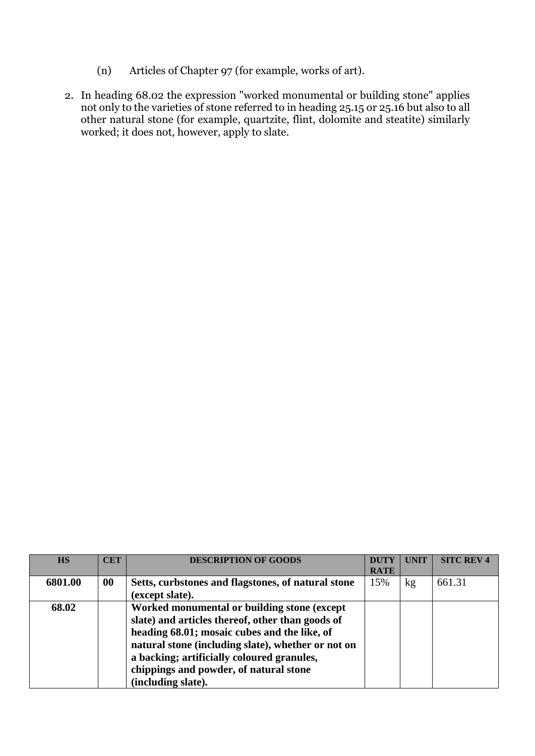(n) Articles of Chapter 97 (for example, works of art).

2. In heading 68.02 the expression "worked monumental or building stone" applies not only to the varieties of stone referred to in heading 25.15 or 25.16 but also to all other natural stone (for example, quartzite, flint, dolomite and steatite) similarly worked; it does not, however, apply to slate.

| HS | CET | DESCRIPTION OF GOODS | DUTY RATE | UNIT | SITC REV 4 |
|---|---|---|---|---|---|
| **6801.00** | **00** | **Setts, curbstones and flagstones, of natural stone (except slate).** | 15% | kg | 661.31 |
| **68.02** | | **Worked monumental or building stone (except slate) and articles thereof, other than goods of heading 68.01; mosaic cubes and the like, of natural stone (including slate), whether or not on a backing; artificially coloured granules, chippings and powder, of natural stone (including slate).** | | | |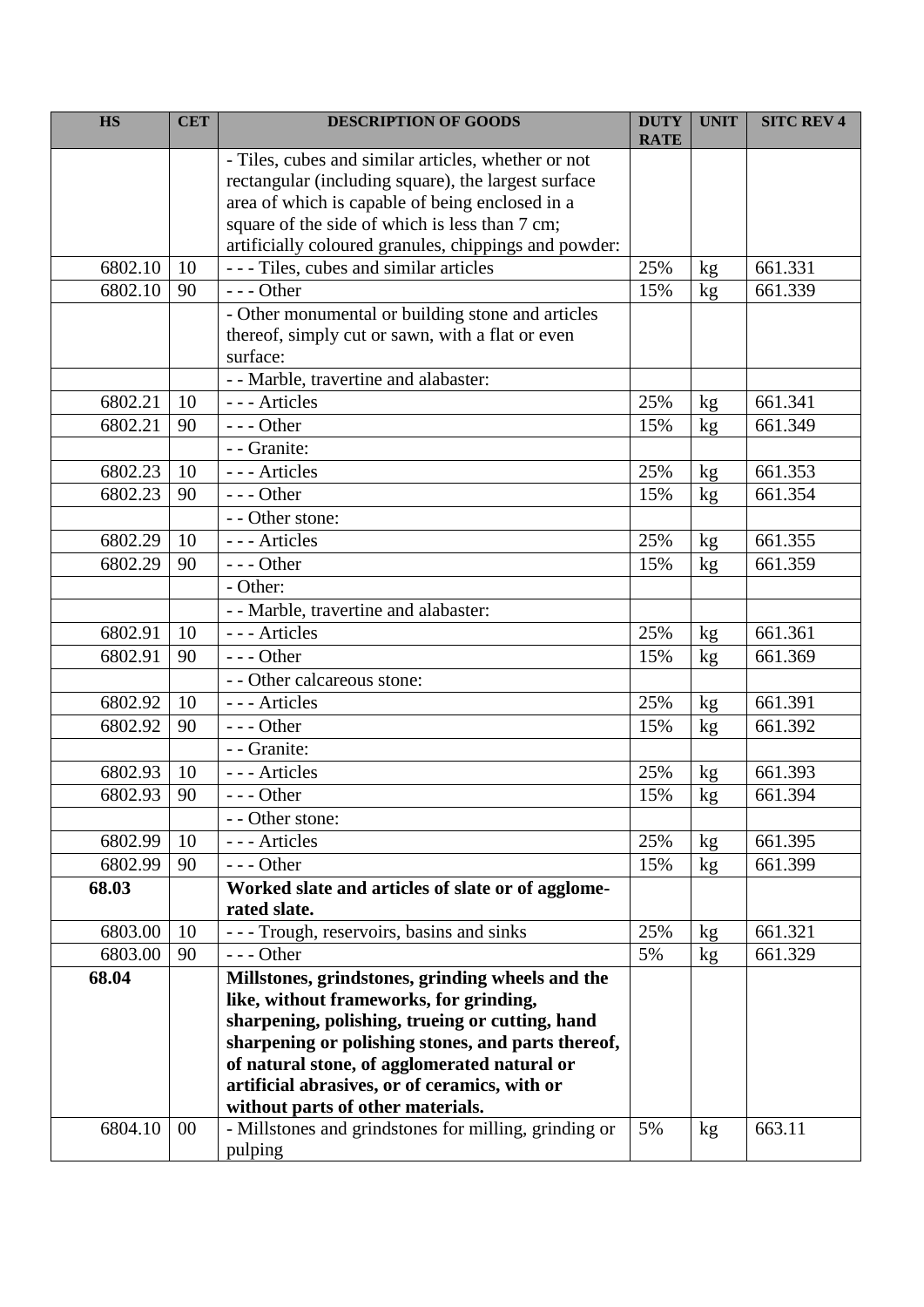| HS | CET | DESCRIPTION OF GOODS | DUTY RATE | UNIT | SITC REV 4 |
|---|---|---|---|---|---|
| | | - Tiles, cubes and similar articles, whether or not rectangular (including square), the largest surface area of which is capable of being enclosed in a square of the side of which is less than 7 cm; artificially coloured granules, chippings and powder: | | | |
| 6802.10 | 10 | - - - Tiles, cubes and similar articles | 25% | kg | 661.331 |
| 6802.10 | 90 | - - - Other | 15% | kg | 661.339 |
| | | - Other monumental or building stone and articles thereof, simply cut or sawn, with a flat or even surface: | | | |
| | | - - Marble, travertine and alabaster: | | | |
| 6802.21 | 10 | - - - Articles | 25% | kg | 661.341 |
| 6802.21 | 90 | - - - Other | 15% | kg | 661.349 |
| | | - - Granite: | | | |
| 6802.23 | 10 | - - - Articles | 25% | kg | 661.353 |
| 6802.23 | 90 | - - - Other | 15% | kg | 661.354 |
| | | - - Other stone: | | | |
| 6802.29 | 10 | - - - Articles | 25% | kg | 661.355 |
| 6802.29 | 90 | - - - Other | 15% | kg | 661.359 |
| | | - Other: | | | |
| | | - - Marble, travertine and alabaster: | | | |
| 6802.91 | 10 | - - - Articles | 25% | kg | 661.361 |
| 6802.91 | 90 | - - - Other | 15% | kg | 661.369 |
| | | - - Other calcareous stone: | | | |
| 6802.92 | 10 | - - - Articles | 25% | kg | 661.391 |
| 6802.92 | 90 | - - - Other | 15% | kg | 661.392 |
| | | - - Granite: | | | |
| 6802.93 | 10 | - - - Articles | 25% | kg | 661.393 |
| 6802.93 | 90 | - - - Other | 15% | kg | 661.394 |
| | | - - Other stone: | | | |
| 6802.99 | 10 | - - - Articles | 25% | kg | 661.395 |
| 6802.99 | 90 | - - - Other | 15% | kg | 661.399 |
| **68.03** | | **Worked slate and articles of slate or of agglomerated slate.** | | | |
| 6803.00 | 10 | - - - Trough, reservoirs, basins and sinks | 25% | kg | 661.321 |
| 6803.00 | 90 | - - - Other | 5% | kg | 661.329 |
| **68.04** | | **Millstones, grindstones, grinding wheels and the like, without frameworks, for grinding, sharpening, polishing, trueing or cutting, hand sharpening or polishing stones, and parts thereof, of natural stone, of agglomerated natural or artificial abrasives, or of ceramics, with or without parts of other materials.** | | | |
| 6804.10 | 00 | - Millstones and grindstones for milling, grinding or pulping | 5% | kg | 663.11 |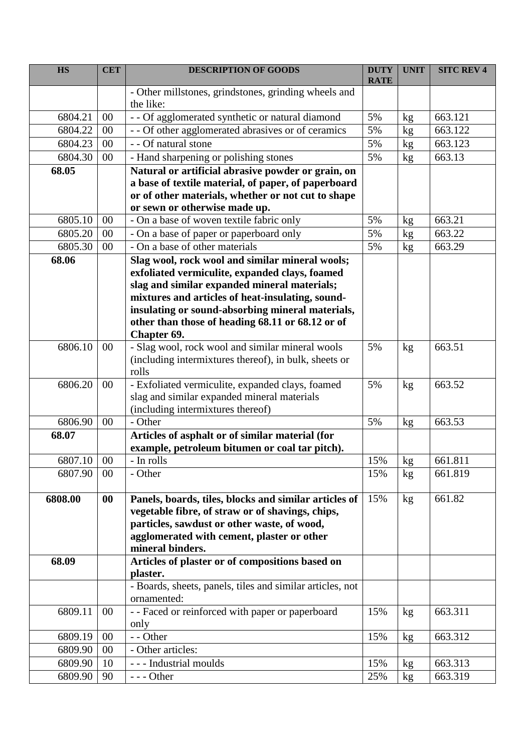| HS | CET | DESCRIPTION OF GOODS | DUTY RATE | UNIT | SITC REV 4 |
|---|---|---|---|---|---|
| | | - Other millstones, grindstones, grinding wheels and the like: | | | |
| 6804.21 | 00 | - - Of agglomerated synthetic or natural diamond | 5% | kg | 663.121 |
| 6804.22 | 00 | - - Of other agglomerated abrasives or of ceramics | 5% | kg | 663.122 |
| 6804.23 | 00 | - - Of natural stone | 5% | kg | 663.123 |
| 6804.30 | 00 | - Hand sharpening or polishing stones | 5% | kg | 663.13 |
| **68.05** | | **Natural or artificial abrasive powder or grain, on a base of textile material, of paper, of paperboard or of other materials, whether or not cut to shape or sewn or otherwise made up.** | | | |
| 6805.10 | 00 | - On a base of woven textile fabric only | 5% | kg | 663.21 |
| 6805.20 | 00 | - On a base of paper or paperboard only | 5% | kg | 663.22 |
| 6805.30 | 00 | - On a base of other materials | 5% | kg | 663.29 |
| **68.06** | | **Slag wool, rock wool and similar mineral wools; exfoliated vermiculite, expanded clays, foamed slag and similar expanded mineral materials; mixtures and articles of heat-insulating, sound-insulating or sound-absorbing mineral materials, other than those of heading 68.11 or 68.12 or of Chapter 69.** | | | |
| 6806.10 | 00 | - Slag wool, rock wool and similar mineral wools (including intermixtures thereof), in bulk, sheets or rolls | 5% | kg | 663.51 |
| 6806.20 | 00 | - Exfoliated vermiculite, expanded clays, foamed slag and similar expanded mineral materials (including intermixtures thereof) | 5% | kg | 663.52 |
| 6806.90 | 00 | - Other | 5% | kg | 663.53 |
| **68.07** | | **Articles of asphalt or of similar material (for example, petroleum bitumen or coal tar pitch).** | | | |
| 6807.10 | 00 | - In rolls | 15% | kg | 661.811 |
| 6807.90 | 00 | - Other | 15% | kg | 661.819 |
| **6808.00** | **00** | **Panels, boards, tiles, blocks and similar articles of vegetable fibre, of straw or of shavings, chips, particles, sawdust or other waste, of wood, agglomerated with cement, plaster or other mineral binders.** | 15% | kg | 661.82 |
| **68.09** | | **Articles of plaster or of compositions based on plaster.** | | | |
| | | - Boards, sheets, panels, tiles and similar articles, not ornamented: | | | |
| 6809.11 | 00 | - - Faced or reinforced with paper or paperboard only | 15% | kg | 663.311 |
| 6809.19 | 00 | - - Other | 15% | kg | 663.312 |
| 6809.90 | 00 | - Other articles: | | | |
| 6809.90 | 10 | - - - Industrial moulds | 15% | kg | 663.313 |
| 6809.90 | 90 | - - - Other | 25% | kg | 663.319 |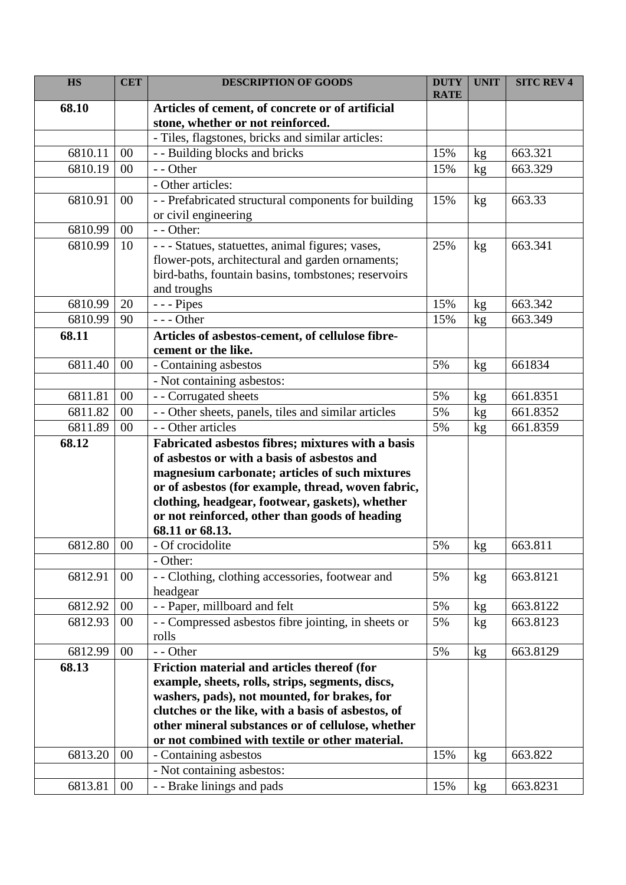| HS | CET | DESCRIPTION OF GOODS | DUTY RATE | UNIT | SITC REV 4 |
|---|---|---|---|---|---|
| **68.10** | | **Articles of cement, of concrete or of artificial stone, whether or not reinforced.** | | | |
| | | - Tiles, flagstones, bricks and similar articles: | | | |
| 6810.11 | 00 | - - Building blocks and bricks | 15% | kg | 663.321 |
| 6810.19 | 00 | - - Other | 15% | kg | 663.329 |
| | | - Other articles: | | | |
| 6810.91 | 00 | - - Prefabricated structural components for building or civil engineering | 15% | kg | 663.33 |
| 6810.99 | 00 | - - Other: | | | |
| 6810.99 | 10 | - - - Statues, statuettes, animal figures; vases, flower-pots, architectural and garden ornaments; bird-baths, fountain basins, tombstones; reservoirs and troughs | 25% | kg | 663.341 |
| 6810.99 | 20 | - - - Pipes | 15% | kg | 663.342 |
| 6810.99 | 90 | - - - Other | 15% | kg | 663.349 |
| **68.11** | | **Articles of asbestos-cement, of cellulose fibre-cement or the like.** | | | |
| 6811.40 | 00 | - Containing asbestos | 5% | kg | 661834 |
| | | - Not containing asbestos: | | | |
| 6811.81 | 00 | - - Corrugated sheets | 5% | kg | 661.8351 |
| 6811.82 | 00 | - - Other sheets, panels, tiles and similar articles | 5% | kg | 661.8352 |
| 6811.89 | 00 | - - Other articles | 5% | kg | 661.8359 |
| **68.12** | | **Fabricated asbestos fibres; mixtures with a basis of asbestos or with a basis of asbestos and magnesium carbonate; articles of such mixtures or of asbestos (for example, thread, woven fabric, clothing, headgear, footwear, gaskets), whether or not reinforced, other than goods of heading 68.11 or 68.13.** | | | |
| 6812.80 | 00 | - Of crocidolite | 5% | kg | 663.811 |
| | | - Other: | | | |
| 6812.91 | 00 | - - Clothing, clothing accessories, footwear and headgear | 5% | kg | 663.8121 |
| 6812.92 | 00 | - - Paper, millboard and felt | 5% | kg | 663.8122 |
| 6812.93 | 00 | - - Compressed asbestos fibre jointing, in sheets or rolls | 5% | kg | 663.8123 |
| 6812.99 | 00 | - - Other | 5% | kg | 663.8129 |
| **68.13** | | **Friction material and articles thereof (for example, sheets, rolls, strips, segments, discs, washers, pads), not mounted, for brakes, for clutches or the like, with a basis of asbestos, of other mineral substances or of cellulose, whether or not combined with textile or other material.** | | | |
| 6813.20 | 00 | - Containing asbestos | 15% | kg | 663.822 |
| | | - Not containing asbestos: | | | |
| 6813.81 | 00 | - - Brake linings and pads | 15% | kg | 663.8231 |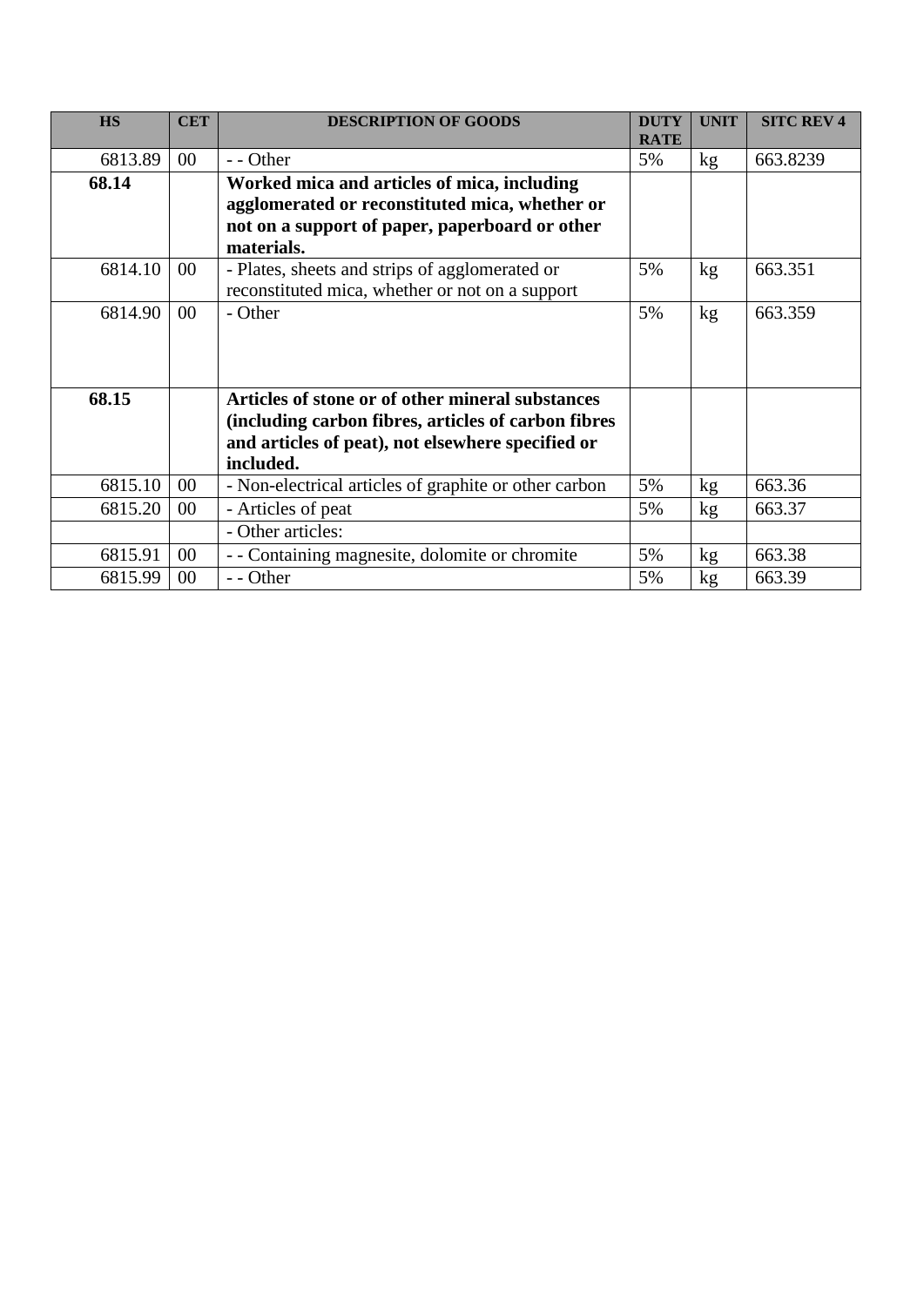| HS | CET | DESCRIPTION OF GOODS | DUTY RATE | UNIT | SITC REV 4 |
|---|---|---|---|---|---|
| 6813.89 | 00 | - - Other | 5% | kg | 663.8239 |
| **68.14** | | **Worked mica and articles of mica, including agglomerated or reconstituted mica, whether or not on a support of paper, paperboard or other materials.** | | | |
| 6814.10 | 00 | - Plates, sheets and strips of agglomerated or reconstituted mica, whether or not on a support | 5% | kg | 663.351 |
| 6814.90 | 00 | - Other | 5% | kg | 663.359 |
| **68.15** | | **Articles of stone or of other mineral substances (including carbon fibres, articles of carbon fibres and articles of peat), not elsewhere specified or included.** | | | |
| 6815.10 | 00 | - Non-electrical articles of graphite or other carbon | 5% | kg | 663.36 |
| 6815.20 | 00 | - Articles of peat | 5% | kg | 663.37 |
| | | - Other articles: | | | |
| 6815.91 | 00 | - - Containing magnesite, dolomite or chromite | 5% | kg | 663.38 |
| 6815.99 | 00 | - - Other | 5% | kg | 663.39 |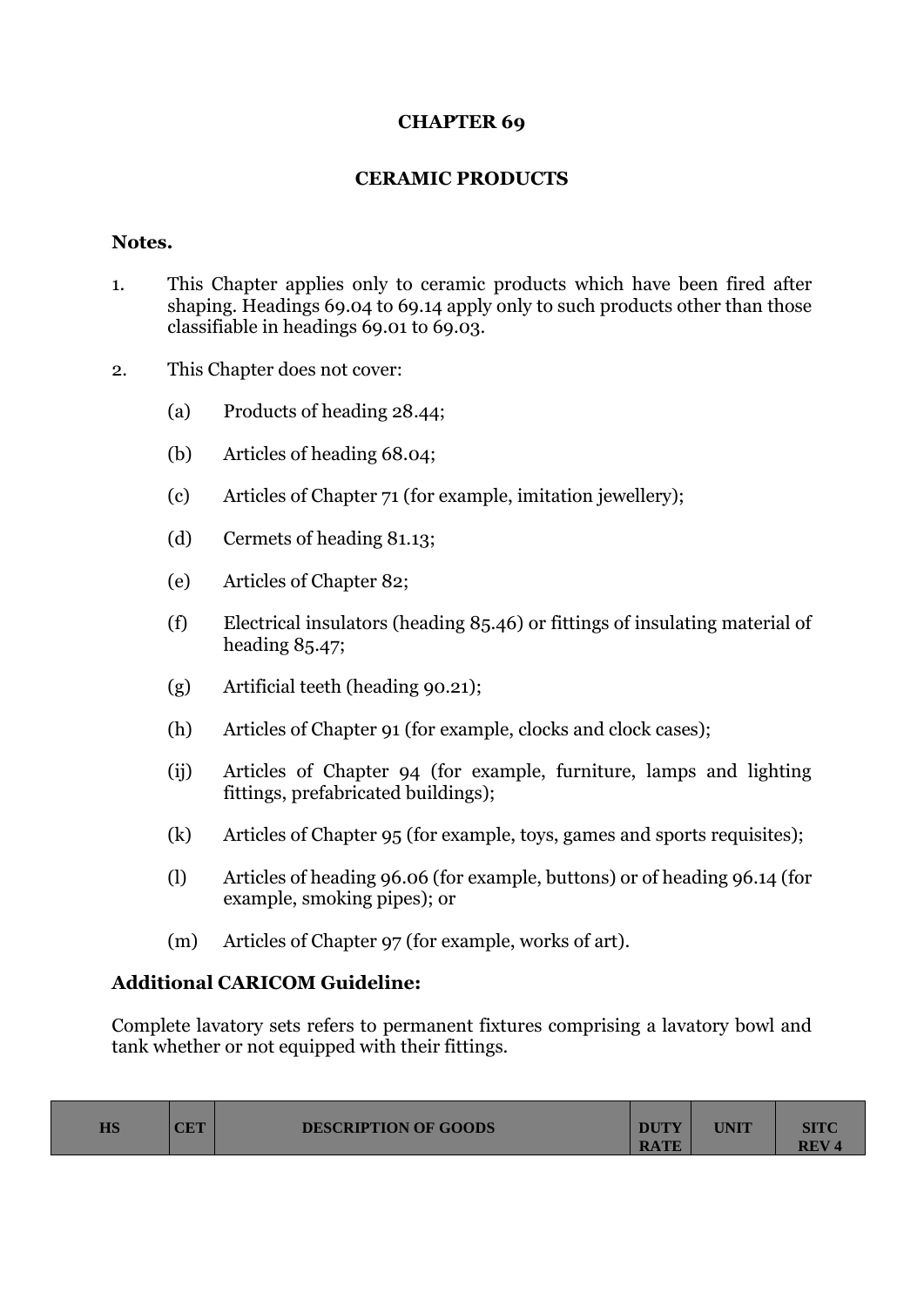# CHAPTER 69

## CERAMIC PRODUCTS

**Notes.**

1. This Chapter applies only to ceramic products which have been fired after shaping. Headings 69.04 to 69.14 apply only to such products other than those classifiable in headings 69.01 to 69.03.

2. This Chapter does not cover:

   (a) Products of heading 28.44;

   (b) Articles of heading 68.04;

   (c) Articles of Chapter 71 (for example, imitation jewellery);

   (d) Cermets of heading 81.13;

   (e) Articles of Chapter 82;

   (f) Electrical insulators (heading 85.46) or fittings of insulating material of heading 85.47;

   (g) Artificial teeth (heading 90.21);

   (h) Articles of Chapter 91 (for example, clocks and clock cases);

   (ij) Articles of Chapter 94 (for example, furniture, lamps and lighting fittings, prefabricated buildings);

   (k) Articles of Chapter 95 (for example, toys, games and sports requisites);

   (l) Articles of heading 96.06 (for example, buttons) or of heading 96.14 (for example, smoking pipes); or

   (m) Articles of Chapter 97 (for example, works of art).

**Additional CARICOM Guideline:**

Complete lavatory sets refers to permanent fixtures comprising a lavatory bowl and tank whether or not equipped with their fittings.

| HS | CET | DESCRIPTION OF GOODS | DUTY RATE | UNIT | SITC REV 4 |
|---|---|---|---|---|---|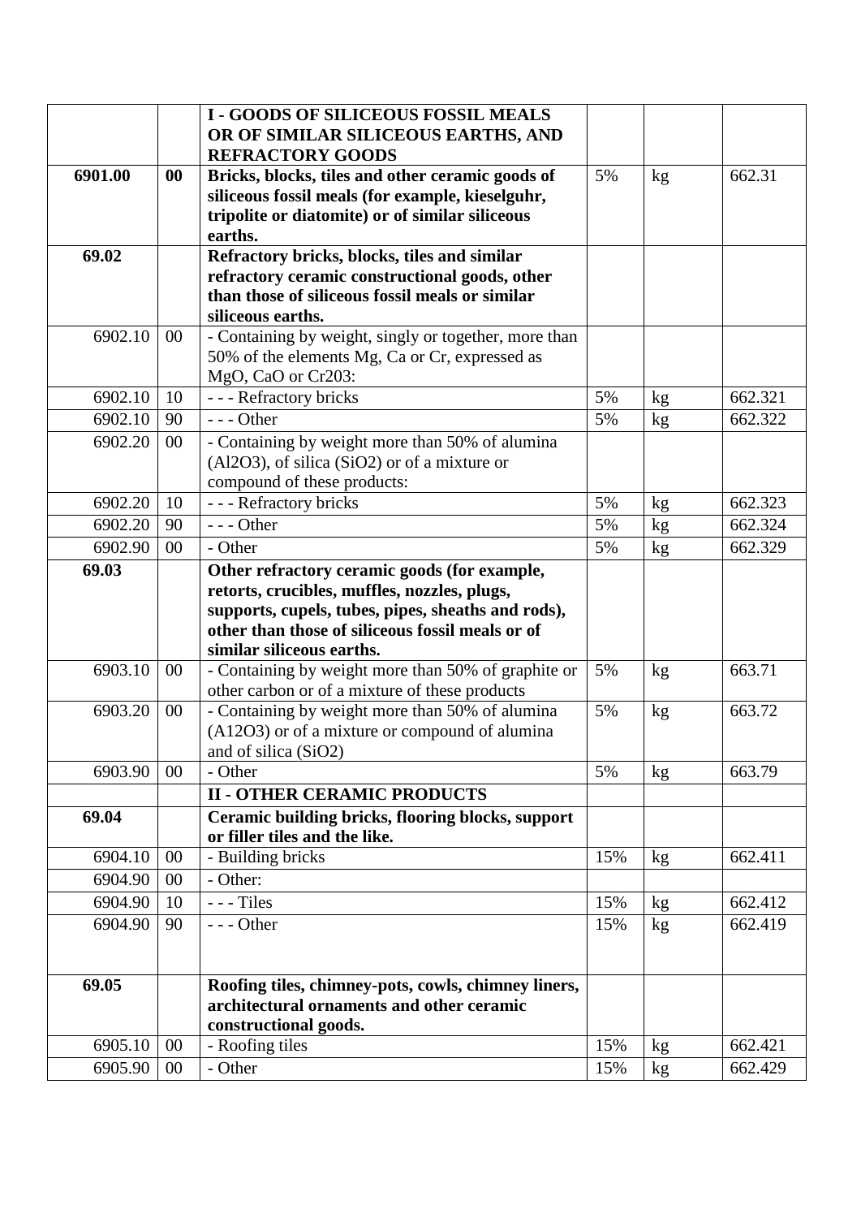| | | | | | |
|---|---|---|---|---|---|
| | | **I - GOODS OF SILICEOUS FOSSIL MEALS OR OF SIMILAR SILICEOUS EARTHS, AND REFRACTORY GOODS** | | | |
| **6901.00** | **00** | **Bricks, blocks, tiles and other ceramic goods of siliceous fossil meals (for example, kieselguhr, tripolite or diatomite) or of similar siliceous earths.** | 5% | kg | 662.31 |
| **69.02** | | **Refractory bricks, blocks, tiles and similar refractory ceramic constructional goods, other than those of siliceous fossil meals or similar siliceous earths.** | | | |
| 6902.10 | 00 | - Containing by weight, singly or together, more than 50% of the elements Mg, Ca or Cr, expressed as MgO, CaO or Cr203: | | | |
| 6902.10 | 10 | - - - Refractory bricks | 5% | kg | 662.321 |
| 6902.10 | 90 | - - - Other | 5% | kg | 662.322 |
| 6902.20 | 00 | - Containing by weight more than 50% of alumina ($Al_2O_3$), of silica ($SiO_2$) or of a mixture or compound of these products: | | | |
| 6902.20 | 10 | - - - Refractory bricks | 5% | kg | 662.323 |
| 6902.20 | 90 | - - - Other | 5% | kg | 662.324 |
| 6902.90 | 00 | - Other | 5% | kg | 662.329 |
| **69.03** | | **Other refractory ceramic goods (for example, retorts, crucibles, muffles, nozzles, plugs, supports, cupels, tubes, pipes, sheaths and rods), other than those of siliceous fossil meals or of similar siliceous earths.** | | | |
| 6903.10 | 00 | - Containing by weight more than 50% of graphite or other carbon or of a mixture of these products | 5% | kg | 663.71 |
| 6903.20 | 00 | - Containing by weight more than 50% of alumina (A12O3) or of a mixture or compound of alumina and of silica ($SiO_2$) | 5% | kg | 663.72 |
| 6903.90 | 00 | - Other | 5% | kg | 663.79 |
| | | **II - OTHER CERAMIC PRODUCTS** | | | |
| **69.04** | | **Ceramic building bricks, flooring blocks, support or filler tiles and the like.** | | | |
| 6904.10 | 00 | - Building bricks | 15% | kg | 662.411 |
| 6904.90 | 00 | - Other: | | | |
| 6904.90 | 10 | - - - Tiles | 15% | kg | 662.412 |
| 6904.90 | 90 | - - - Other | 15% | kg | 662.419 |
| **69.05** | | **Roofing tiles, chimney-pots, cowls, chimney liners, architectural ornaments and other ceramic constructional goods.** | | | |
| 6905.10 | 00 | - Roofing tiles | 15% | kg | 662.421 |
| 6905.90 | 00 | - Other | 15% | kg | 662.429 |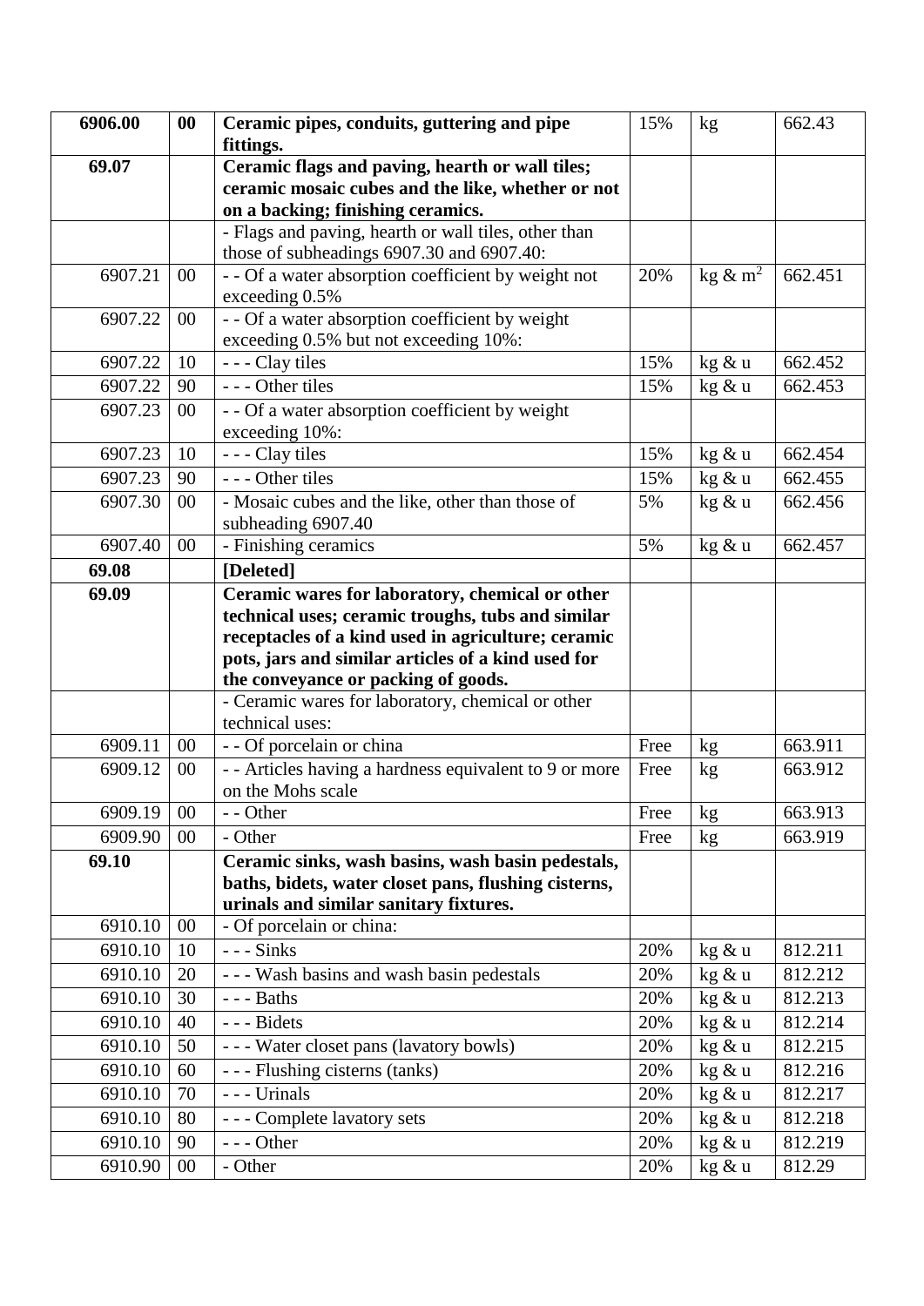| | | | | | |
|---|---|---|---|---|---|
| **6906.00** | **00** | **Ceramic pipes, conduits, guttering and pipe fittings.** | 15% | kg | 662.43 |
| **69.07** | | **Ceramic flags and paving, hearth or wall tiles; ceramic mosaic cubes and the like, whether or not on a backing; finishing ceramics.** | | | |
| | | - Flags and paving, hearth or wall tiles, other than those of subheadings 6907.30 and 6907.40: | | | |
| 6907.21 | 00 | - - Of a water absorption coefficient by weight not exceeding 0.5% | 20% | kg & $m^2$ | 662.451 |
| 6907.22 | 00 | - - Of a water absorption coefficient by weight exceeding 0.5% but not exceeding 10%: | | | |
| 6907.22 | 10 | - - - Clay tiles | 15% | kg & u | 662.452 |
| 6907.22 | 90 | - - - Other tiles | 15% | kg & u | 662.453 |
| 6907.23 | 00 | - - Of a water absorption coefficient by weight exceeding 10%: | | | |
| 6907.23 | 10 | - - - Clay tiles | 15% | kg & u | 662.454 |
| 6907.23 | 90 | - - - Other tiles | 15% | kg & u | 662.455 |
| 6907.30 | 00 | - Mosaic cubes and the like, other than those of subheading 6907.40 | 5% | kg & u | 662.456 |
| 6907.40 | 00 | - Finishing ceramics | 5% | kg & u | 662.457 |
| **69.08** | | **[Deleted]** | | | |
| **69.09** | | **Ceramic wares for laboratory, chemical or other technical uses; ceramic troughs, tubs and similar receptacles of a kind used in agriculture; ceramic pots, jars and similar articles of a kind used for the conveyance or packing of goods.** | | | |
| | | - Ceramic wares for laboratory, chemical or other technical uses: | | | |
| 6909.11 | 00 | - - Of porcelain or china | Free | kg | 663.911 |
| 6909.12 | 00 | - - Articles having a hardness equivalent to 9 or more on the Mohs scale | Free | kg | 663.912 |
| 6909.19 | 00 | - - Other | Free | kg | 663.913 |
| 6909.90 | 00 | - Other | Free | kg | 663.919 |
| **69.10** | | **Ceramic sinks, wash basins, wash basin pedestals, baths, bidets, water closet pans, flushing cisterns, urinals and similar sanitary fixtures.** | | | |
| 6910.10 | 00 | - Of porcelain or china: | | | |
| 6910.10 | 10 | - - - Sinks | 20% | kg & u | 812.211 |
| 6910.10 | 20 | - - - Wash basins and wash basin pedestals | 20% | kg & u | 812.212 |
| 6910.10 | 30 | - - - Baths | 20% | kg & u | 812.213 |
| 6910.10 | 40 | - - - Bidets | 20% | kg & u | 812.214 |
| 6910.10 | 50 | - - - Water closet pans (lavatory bowls) | 20% | kg & u | 812.215 |
| 6910.10 | 60 | - - - Flushing cisterns (tanks) | 20% | kg & u | 812.216 |
| 6910.10 | 70 | - - - Urinals | 20% | kg & u | 812.217 |
| 6910.10 | 80 | - - - Complete lavatory sets | 20% | kg & u | 812.218 |
| 6910.10 | 90 | - - - Other | 20% | kg & u | 812.219 |
| 6910.90 | 00 | - Other | 20% | kg & u | 812.29 |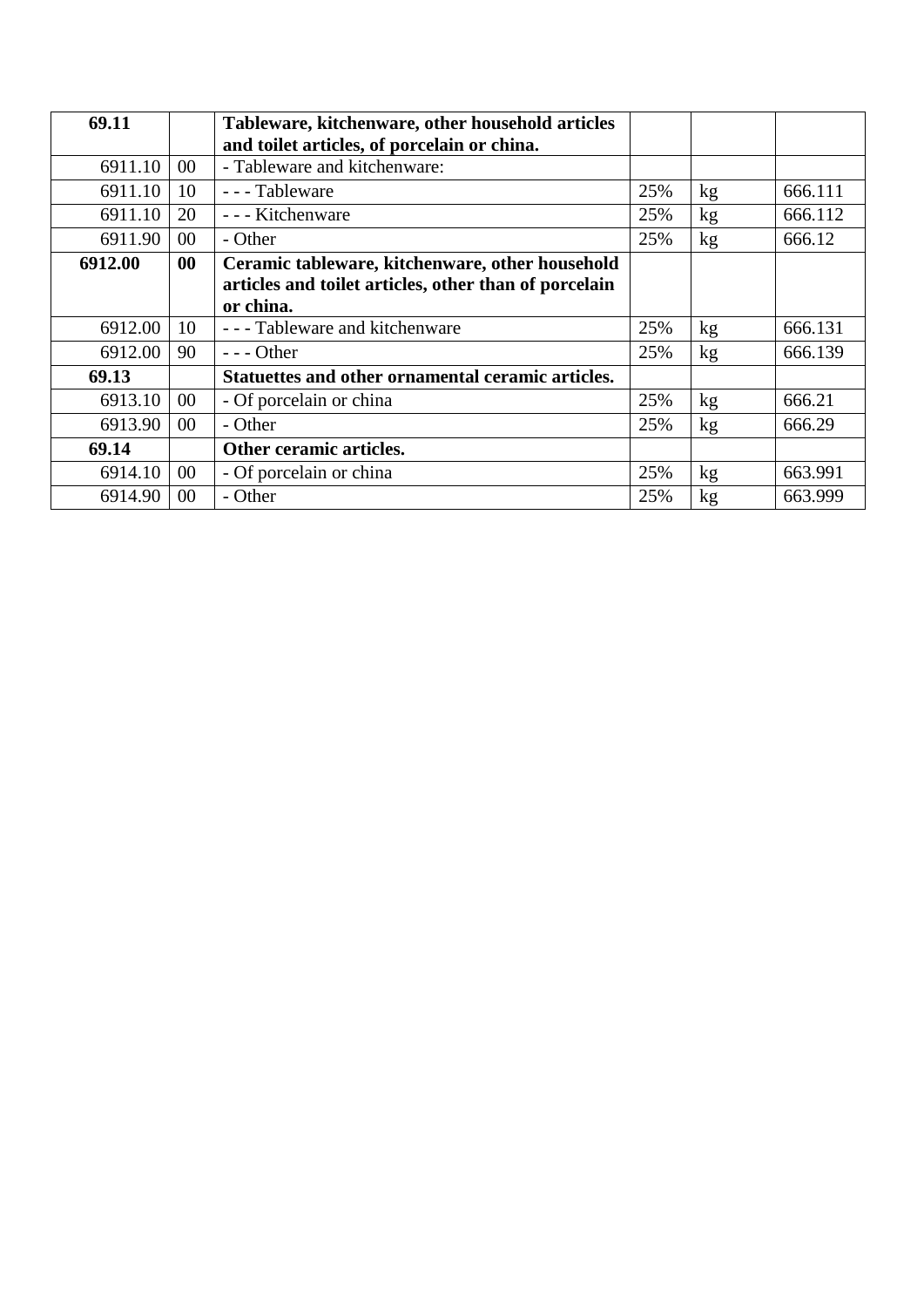| **69.11** | | **Tableware, kitchenware, other household articles and toilet articles, of porcelain or china.** | | | |
|---|---|---|---|---|---|
| 6911.10 | 00 | - Tableware and kitchenware: | | | |
| 6911.10 | 10 | - - - Tableware | 25% | kg | 666.111 |
| 6911.10 | 20 | - - - Kitchenware | 25% | kg | 666.112 |
| 6911.90 | 00 | - Other | 25% | kg | 666.12 |
| **6912.00** | **00** | **Ceramic tableware, kitchenware, other household articles and toilet articles, other than of porcelain or china.** | | | |
| 6912.00 | 10 | - - - Tableware and kitchenware | 25% | kg | 666.131 |
| 6912.00 | 90 | - - - Other | 25% | kg | 666.139 |
| **69.13** | | **Statuettes and other ornamental ceramic articles.** | | | |
| 6913.10 | 00 | - Of porcelain or china | 25% | kg | 666.21 |
| 6913.90 | 00 | - Other | 25% | kg | 666.29 |
| **69.14** | | **Other ceramic articles.** | | | |
| 6914.10 | 00 | - Of porcelain or china | 25% | kg | 663.991 |
| 6914.90 | 00 | - Other | 25% | kg | 663.999 |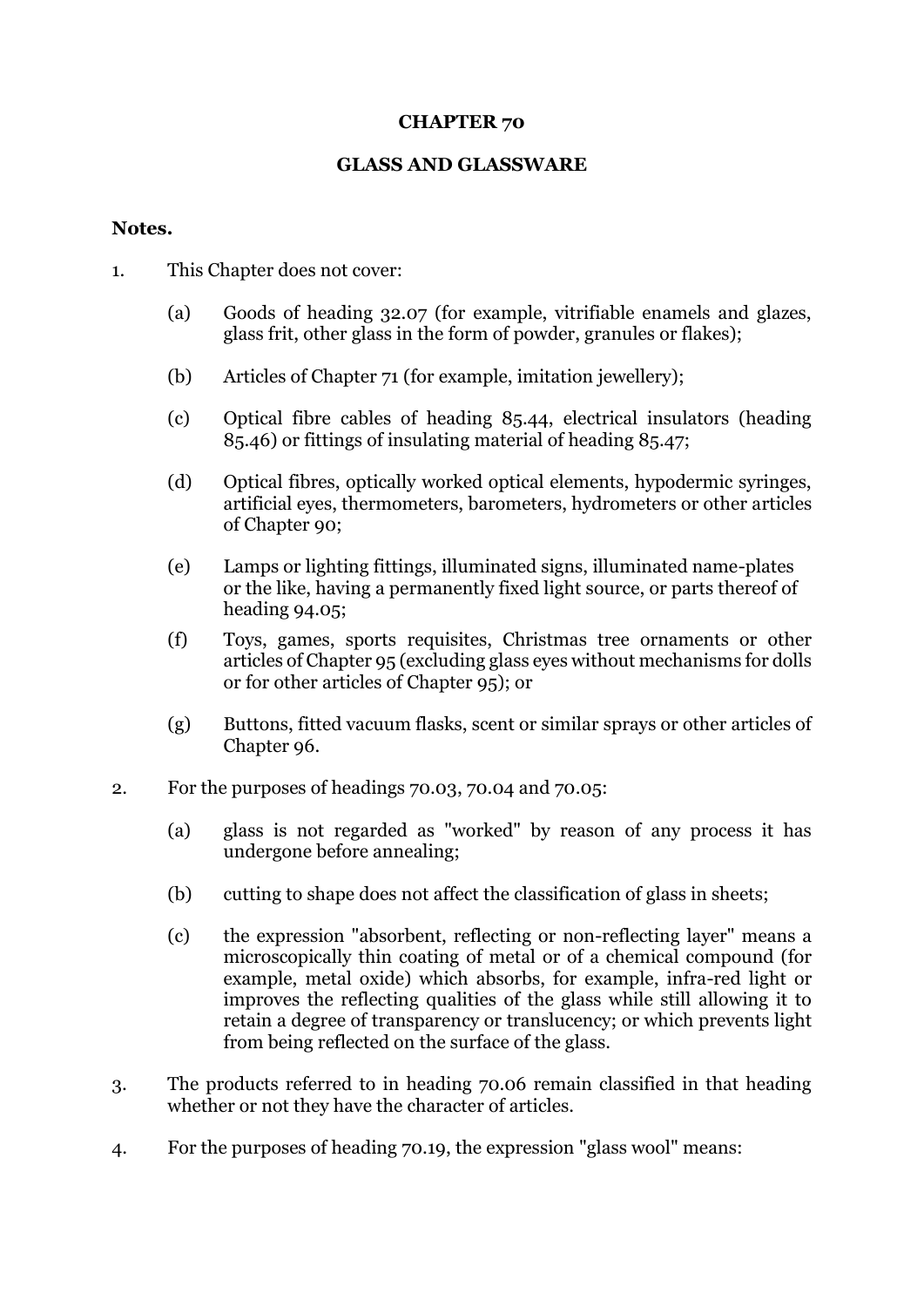# CHAPTER 70

## GLASS AND GLASSWARE

**Notes.**

1. This Chapter does not cover:

   (a) Goods of heading 32.07 (for example, vitrifiable enamels and glazes, glass frit, other glass in the form of powder, granules or flakes);

   (b) Articles of Chapter 71 (for example, imitation jewellery);

   (c) Optical fibre cables of heading 85.44, electrical insulators (heading 85.46) or fittings of insulating material of heading 85.47;

   (d) Optical fibres, optically worked optical elements, hypodermic syringes, artificial eyes, thermometers, barometers, hydrometers or other articles of Chapter 90;

   (e) Lamps or lighting fittings, illuminated signs, illuminated name-plates or the like, having a permanently fixed light source, or parts thereof of heading 94.05;

   (f) Toys, games, sports requisites, Christmas tree ornaments or other articles of Chapter 95 (excluding glass eyes without mechanisms for dolls or for other articles of Chapter 95); or

   (g) Buttons, fitted vacuum flasks, scent or similar sprays or other articles of Chapter 96.

2. For the purposes of headings 70.03, 70.04 and 70.05:

   (a) glass is not regarded as "worked" by reason of any process it has undergone before annealing;

   (b) cutting to shape does not affect the classification of glass in sheets;

   (c) the expression "absorbent, reflecting or non-reflecting layer" means a microscopically thin coating of metal or of a chemical compound (for example, metal oxide) which absorbs, for example, infra-red light or improves the reflecting qualities of the glass while still allowing it to retain a degree of transparency or translucency; or which prevents light from being reflected on the surface of the glass.

3. The products referred to in heading 70.06 remain classified in that heading whether or not they have the character of articles.

4. For the purposes of heading 70.19, the expression "glass wool" means: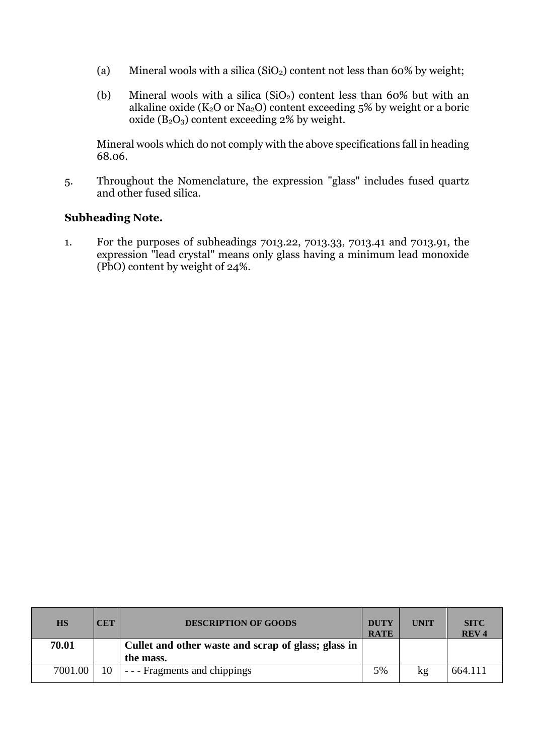(a) Mineral wools with a silica ($SiO_2$) content not less than 60% by weight;

(b) Mineral wools with a silica ($SiO_2$) content less than 60% but with an alkaline oxide ($K_2O$ or $Na_2O$) content exceeding 5% by weight or a boric oxide ($B_2O_3$) content exceeding 2% by weight.

Mineral wools which do not comply with the above specifications fall in heading 68.06.

5. Throughout the Nomenclature, the expression "glass" includes fused quartz and other fused silica.

**Subheading Note.**

1. For the purposes of subheadings 7013.22, 7013.33, 7013.41 and 7013.91, the expression "lead crystal" means only glass having a minimum lead monoxide (PbO) content by weight of 24%.

| HS | CET | DESCRIPTION OF GOODS | DUTY RATE | UNIT | SITC REV 4 |
|---|---|---|---|---|---|
| **70.01** | | **Cullet and other waste and scrap of glass; glass in the mass.** | | | |
| 7001.00 | 10 | - - - Fragments and chippings | 5% | kg | 664.111 |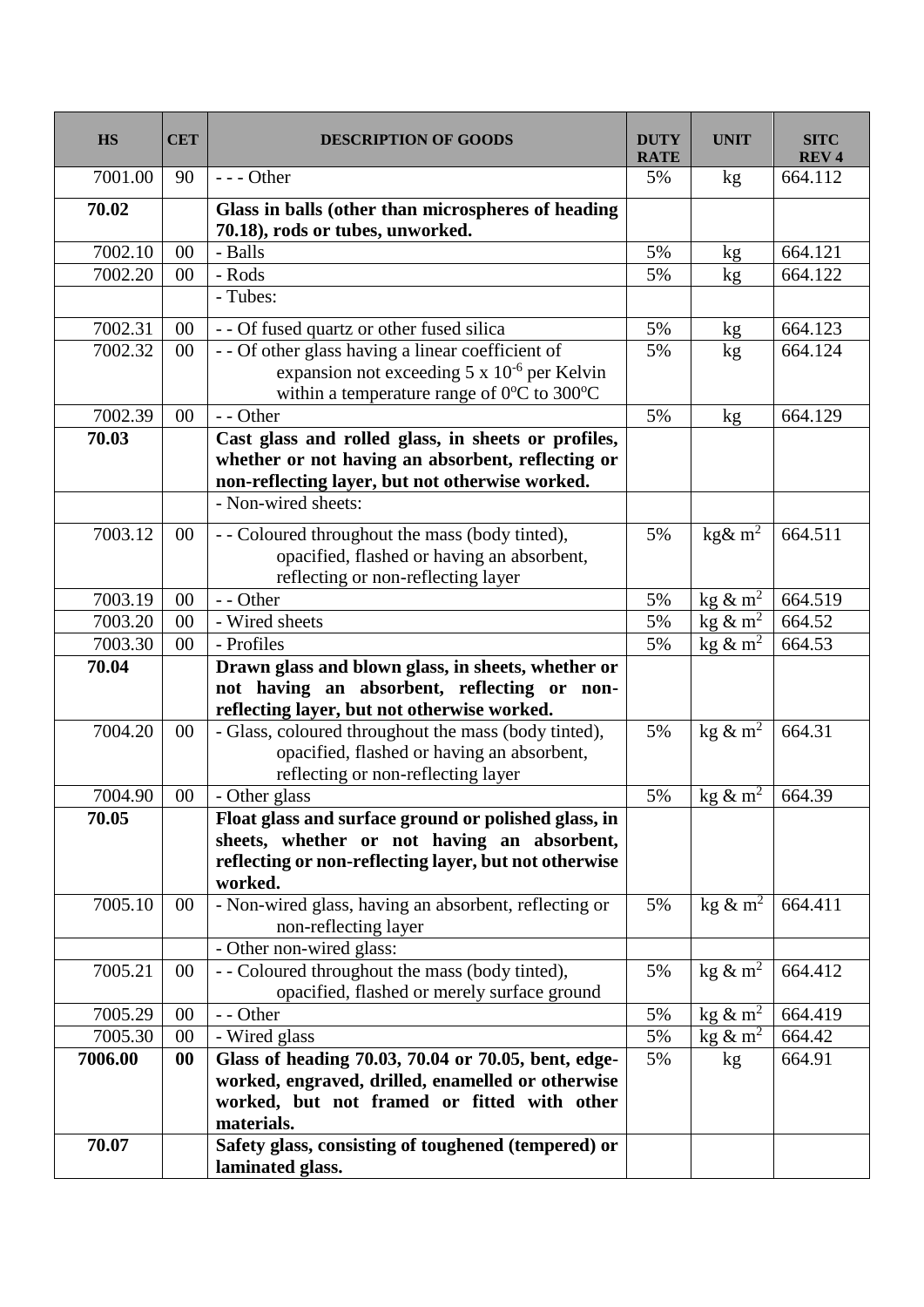| HS | CET | DESCRIPTION OF GOODS | DUTY RATE | UNIT | SITC REV 4 |
|---|---|---|---|---|---|
| 7001.00 | 90 | - - - Other | 5% | kg | 664.112 |
| **70.02** | | **Glass in balls (other than microspheres of heading 70.18), rods or tubes, unworked.** | | | |
| 7002.10 | 00 | - Balls | 5% | kg | 664.121 |
| 7002.20 | 00 | - Rods | 5% | kg | 664.122 |
| | | - Tubes: | | | |
| 7002.31 | 00 | - - Of fused quartz or other fused silica | 5% | kg | 664.123 |
| 7002.32 | 00 | - - Of other glass having a linear coefficient of expansion not exceeding 5 x $10^{-6}$ per Kelvin within a temperature range of $0^{o}$C to $300^{o}$C | 5% | kg | 664.124 |
| 7002.39 | 00 | - - Other | 5% | kg | 664.129 |
| **70.03** | | **Cast glass and rolled glass, in sheets or profiles, whether or not having an absorbent, reflecting or non-reflecting layer, but not otherwise worked.** | | | |
| | | - Non-wired sheets: | | | |
| 7003.12 | 00 | - - Coloured throughout the mass (body tinted), opacified, flashed or having an absorbent, reflecting or non-reflecting layer | 5% | kg& $m^2$ | 664.511 |
| 7003.19 | 00 | - - Other | 5% | kg & $m^2$ | 664.519 |
| 7003.20 | 00 | - Wired sheets | 5% | kg & $m^2$ | 664.52 |
| 7003.30 | 00 | - Profiles | 5% | kg & $m^2$ | 664.53 |
| **70.04** | | **Drawn glass and blown glass, in sheets, whether or not having an absorbent, reflecting or non-reflecting layer, but not otherwise worked.** | | | |
| 7004.20 | 00 | - Glass, coloured throughout the mass (body tinted), opacified, flashed or having an absorbent, reflecting or non-reflecting layer | 5% | kg & $m^2$ | 664.31 |
| 7004.90 | 00 | - Other glass | 5% | kg & $m^2$ | 664.39 |
| **70.05** | | **Float glass and surface ground or polished glass, in sheets, whether or not having an absorbent, reflecting or non-reflecting layer, but not otherwise worked.** | | | |
| 7005.10 | 00 | - Non-wired glass, having an absorbent, reflecting or non-reflecting layer | 5% | kg & $m^2$ | 664.411 |
| | | - Other non-wired glass: | | | |
| 7005.21 | 00 | - - Coloured throughout the mass (body tinted), opacified, flashed or merely surface ground | 5% | kg & $m^2$ | 664.412 |
| 7005.29 | 00 | - - Other | 5% | kg & $m^2$ | 664.419 |
| 7005.30 | 00 | - Wired glass | 5% | kg & $m^2$ | 664.42 |
| **7006.00** | **00** | **Glass of heading 70.03, 70.04 or 70.05, bent, edge-worked, engraved, drilled, enamelled or otherwise worked, but not framed or fitted with other materials.** | 5% | kg | 664.91 |
| **70.07** | | **Safety glass, consisting of toughened (tempered) or laminated glass.** | | | |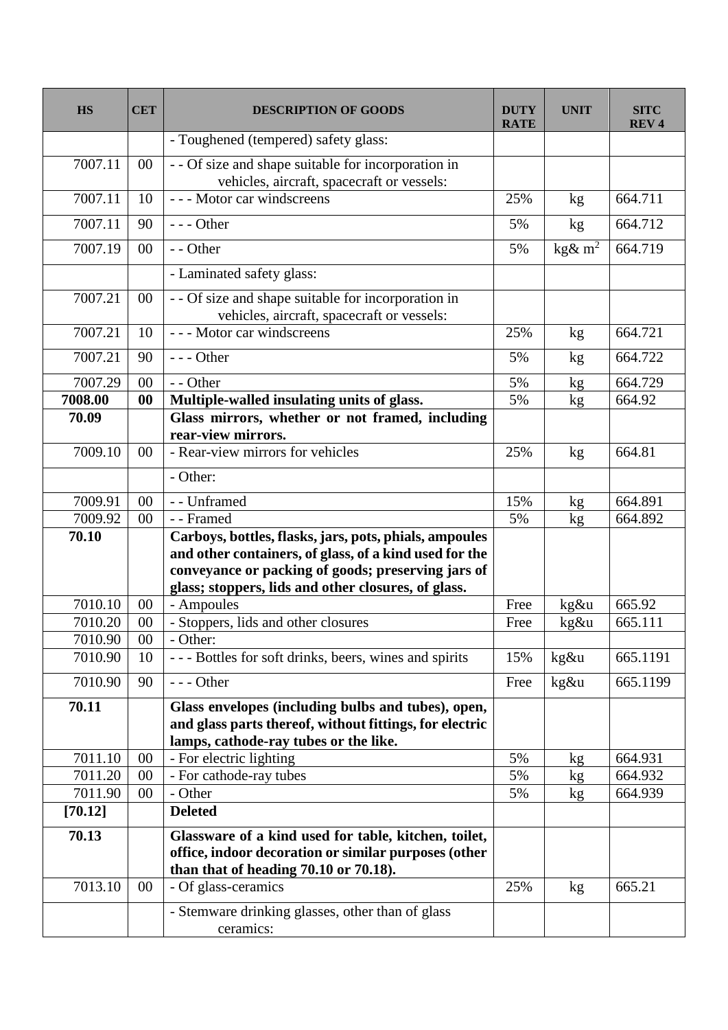| HS | CET | DESCRIPTION OF GOODS | DUTY RATE | UNIT | SITC REV 4 |
|---|---|---|---|---|---|
| | | - Toughened (tempered) safety glass: | | | |
| 7007.11 | 00 | - - Of size and shape suitable for incorporation in vehicles, aircraft, spacecraft or vessels: | | | |
| 7007.11 | 10 | - - - Motor car windscreens | 25% | kg | 664.711 |
| 7007.11 | 90 | - - - Other | 5% | kg | 664.712 |
| 7007.19 | 00 | - - Other | 5% | kg& $m^2$ | 664.719 |
| | | - Laminated safety glass: | | | |
| 7007.21 | 00 | - - Of size and shape suitable for incorporation in vehicles, aircraft, spacecraft or vessels: | | | |
| 7007.21 | 10 | - - - Motor car windscreens | 25% | kg | 664.721 |
| 7007.21 | 90 | - - - Other | 5% | kg | 664.722 |
| 7007.29 | 00 | - - Other | 5% | kg | 664.729 |
| **7008.00** | **00** | **Multiple-walled insulating units of glass.** | 5% | kg | 664.92 |
| **70.09** | | **Glass mirrors, whether or not framed, including rear-view mirrors.** | | | |
| 7009.10 | 00 | - Rear-view mirrors for vehicles | 25% | kg | 664.81 |
| | | - Other: | | | |
| 7009.91 | 00 | - - Unframed | 15% | kg | 664.891 |
| 7009.92 | 00 | - - Framed | 5% | kg | 664.892 |
| **70.10** | | **Carboys, bottles, flasks, jars, pots, phials, ampoules and other containers, of glass, of a kind used for the conveyance or packing of goods; preserving jars of glass; stoppers, lids and other closures, of glass.** | | | |
| 7010.10 | 00 | - Ampoules | Free | kg&u | 665.92 |
| 7010.20 | 00 | - Stoppers, lids and other closures | Free | kg&u | 665.111 |
| 7010.90 | 00 | - Other: | | | |
| 7010.90 | 10 | - - - Bottles for soft drinks, beers, wines and spirits | 15% | kg&u | 665.1191 |
| 7010.90 | 90 | - - - Other | Free | kg&u | 665.1199 |
| **70.11** | | **Glass envelopes (including bulbs and tubes), open, and glass parts thereof, without fittings, for electric lamps, cathode-ray tubes or the like.** | | | |
| 7011.10 | 00 | - For electric lighting | 5% | kg | 664.931 |
| 7011.20 | 00 | - For cathode-ray tubes | 5% | kg | 664.932 |
| 7011.90 | 00 | - Other | 5% | kg | 664.939 |
| **[70.12]** | | **Deleted** | | | |
| **70.13** | | **Glassware of a kind used for table, kitchen, toilet, office, indoor decoration or similar purposes (other than that of heading 70.10 or 70.18).** | | | |
| 7013.10 | 00 | - Of glass-ceramics | 25% | kg | 665.21 |
| | | - Stemware drinking glasses, other than of glass ceramics: | | | |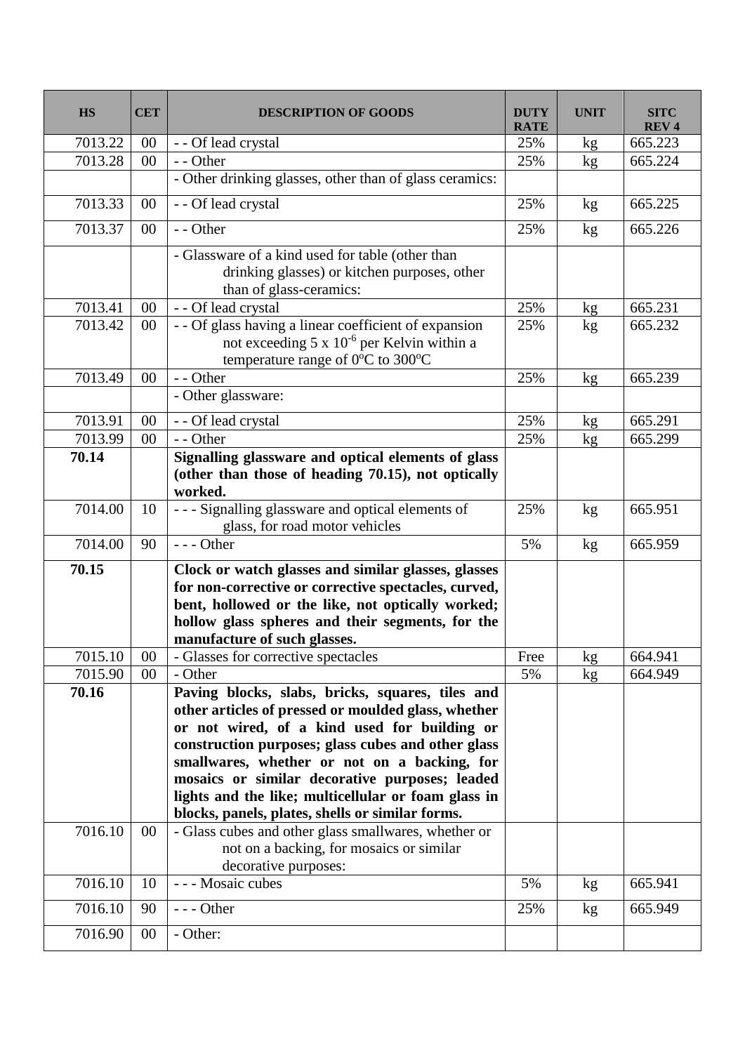| HS | CET | DESCRIPTION OF GOODS | DUTY RATE | UNIT | SITC REV 4 |
|---|---|---|---|---|---|
| 7013.22 | 00 | - - Of lead crystal | 25% | kg | 665.223 |
| 7013.28 | 00 | - - Other | 25% | kg | 665.224 |
| | | - Other drinking glasses, other than of glass ceramics: | | | |
| 7013.33 | 00 | - - Of lead crystal | 25% | kg | 665.225 |
| 7013.37 | 00 | - - Other | 25% | kg | 665.226 |
| | | - Glassware of a kind used for table (other than drinking glasses) or kitchen purposes, other than of glass-ceramics: | | | |
| 7013.41 | 00 | - - Of lead crystal | 25% | kg | 665.231 |
| 7013.42 | 00 | - - Of glass having a linear coefficient of expansion not exceeding 5 x $10^{-6}$ per Kelvin within a temperature range of $0^oC$ to $300^oC$ | 25% | kg | 665.232 |
| 7013.49 | 00 | - - Other | 25% | kg | 665.239 |
| | | - Other glassware: | | | |
| 7013.91 | 00 | - - Of lead crystal | 25% | kg | 665.291 |
| 7013.99 | 00 | - - Other | 25% | kg | 665.299 |
| **70.14** | | **Signalling glassware and optical elements of glass (other than those of heading 70.15), not optically worked.** | | | |
| 7014.00 | 10 | - - - Signalling glassware and optical elements of glass, for road motor vehicles | 25% | kg | 665.951 |
| 7014.00 | 90 | - - - Other | 5% | kg | 665.959 |
| **70.15** | | **Clock or watch glasses and similar glasses, glasses for non-corrective or corrective spectacles, curved, bent, hollowed or the like, not optically worked; hollow glass spheres and their segments, for the manufacture of such glasses.** | | | |
| 7015.10 | 00 | - Glasses for corrective spectacles | Free | kg | 664.941 |
| 7015.90 | 00 | - Other | 5% | kg | 664.949 |
| **70.16** | | **Paving blocks, slabs, bricks, squares, tiles and other articles of pressed or moulded glass, whether or not wired, of a kind used for building or construction purposes; glass cubes and other glass smallwares, whether or not on a backing, for mosaics or similar decorative purposes; leaded lights and the like; multicellular or foam glass in blocks, panels, plates, shells or similar forms.** | | | |
| 7016.10 | 00 | - Glass cubes and other glass smallwares, whether or not on a backing, for mosaics or similar decorative purposes: | | | |
| 7016.10 | 10 | - - - Mosaic cubes | 5% | kg | 665.941 |
| 7016.10 | 90 | - - - Other | 25% | kg | 665.949 |
| 7016.90 | 00 | - Other: | | | |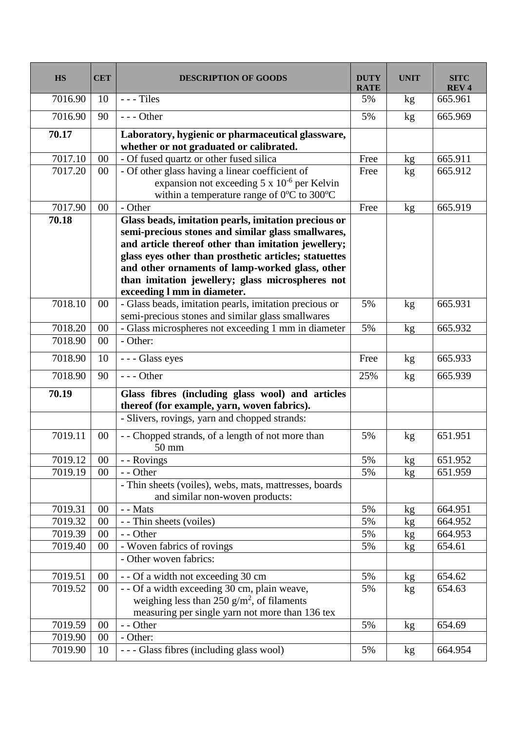| HS | CET | DESCRIPTION OF GOODS | DUTY RATE | UNIT | SITC REV 4 |
|---|---|---|---|---|---|
| 7016.90 | 10 | - - - Tiles | 5% | kg | 665.961 |
| 7016.90 | 90 | - - - Other | 5% | kg | 665.969 |
| **70.17** | | **Laboratory, hygienic or pharmaceutical glassware, whether or not graduated or calibrated.** | | | |
| 7017.10 | 00 | - Of fused quartz or other fused silica | Free | kg | 665.911 |
| 7017.20 | 00 | - Of other glass having a linear coefficient of expansion not exceeding 5 x $10^{-6}$ per Kelvin within a temperature range of 0°C to 300°C | Free | kg | 665.912 |
| 7017.90 | 00 | - Other | Free | kg | 665.919 |
| **70.18** | | **Glass beads, imitation pearls, imitation precious or semi-precious stones and similar glass smallwares, and article thereof other than imitation jewellery; glass eyes other than prosthetic articles; statuettes and other ornaments of lamp-worked glass, other than imitation jewellery; glass microspheres not exceeding l mm in diameter.** | | | |
| 7018.10 | 00 | - Glass beads, imitation pearls, imitation precious or semi-precious stones and similar glass smallwares | 5% | kg | 665.931 |
| 7018.20 | 00 | - Glass microspheres not exceeding 1 mm in diameter | 5% | kg | 665.932 |
| 7018.90 | 00 | - Other: | | | |
| 7018.90 | 10 | - - - Glass eyes | Free | kg | 665.933 |
| 7018.90 | 90 | - - - Other | 25% | kg | 665.939 |
| **70.19** | | **Glass fibres (including glass wool) and articles thereof (for example, yarn, woven fabrics).** | | | |
| | | - Slivers, rovings, yarn and chopped strands: | | | |
| 7019.11 | 00 | - - Chopped strands, of a length of not more than 50 mm | 5% | kg | 651.951 |
| 7019.12 | 00 | - - Rovings | 5% | kg | 651.952 |
| 7019.19 | 00 | - - Other | 5% | kg | 651.959 |
| | | - Thin sheets (voiles), webs, mats, mattresses, boards and similar non-woven products: | | | |
| 7019.31 | 00 | - - Mats | 5% | kg | 664.951 |
| 7019.32 | 00 | - - Thin sheets (voiles) | 5% | kg | 664.952 |
| 7019.39 | 00 | - - Other | 5% | kg | 664.953 |
| 7019.40 | 00 | - Woven fabrics of rovings | 5% | kg | 654.61 |
| | | - Other woven fabrics: | | | |
| 7019.51 | 00 | - - Of a width not exceeding 30 cm | 5% | kg | 654.62 |
| 7019.52 | 00 | - - Of a width exceeding 30 cm, plain weave, weighing less than 250 g/$m^2$, of filaments measuring per single yarn not more than 136 tex | 5% | kg | 654.63 |
| 7019.59 | 00 | - - Other | 5% | kg | 654.69 |
| 7019.90 | 00 | - Other: | | | |
| 7019.90 | 10 | - - - Glass fibres (including glass wool) | 5% | kg | 664.954 |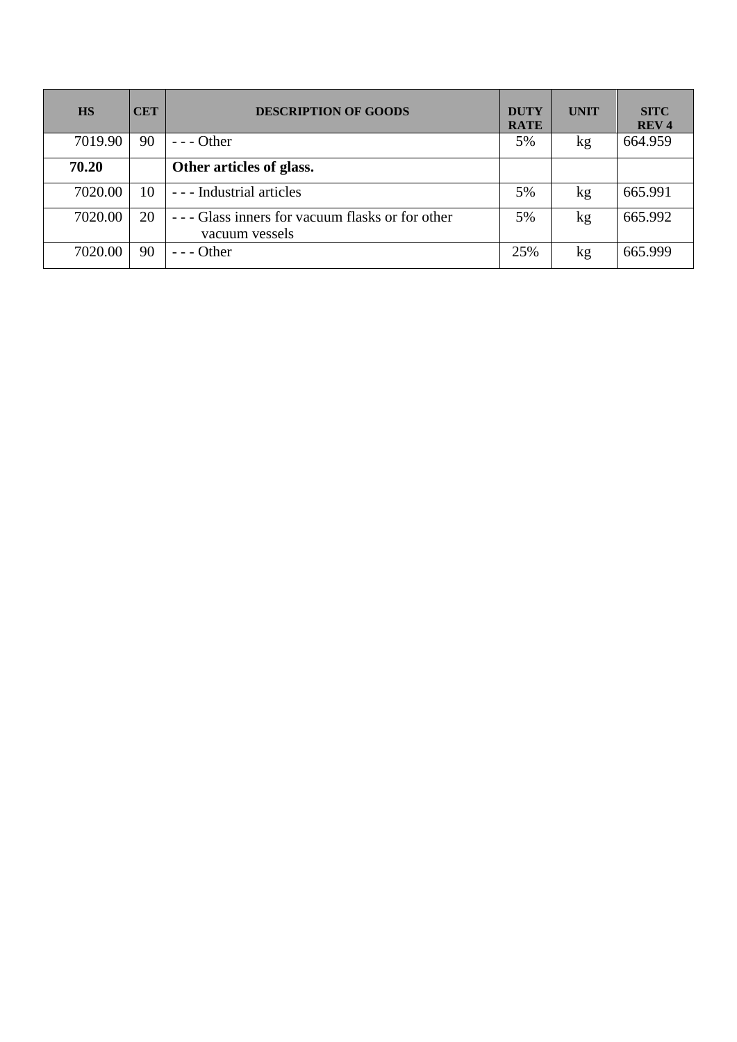| HS | CET | DESCRIPTION OF GOODS | DUTY RATE | UNIT | SITC REV 4 |
|---|---|---|---|---|---|
| 7019.90 | 90 | - - - Other | 5% | kg | 664.959 |
| **70.20** | | **Other articles of glass.** | | | |
| 7020.00 | 10 | - - - Industrial articles | 5% | kg | 665.991 |
| 7020.00 | 20 | - - - Glass inners for vacuum flasks or for other vacuum vessels | 5% | kg | 665.992 |
| 7020.00 | 90 | - - - Other | 25% | kg | 665.999 |